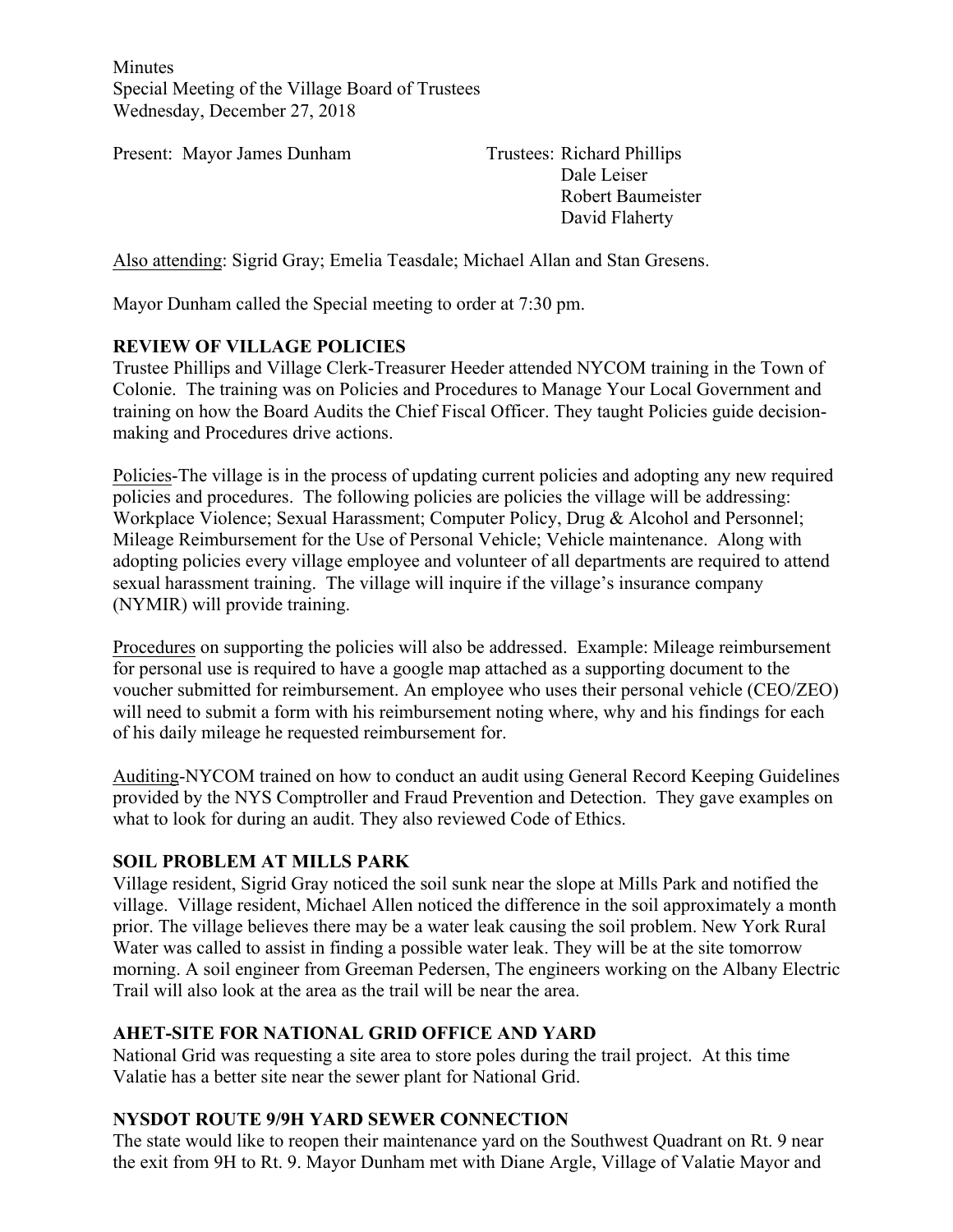Minutes
Special Meeting of the Village Board of Trustees
Wednesday, December 27, 2018

Present: Mayor James Dunham

Trustees: Richard Phillips
Dale Leiser
Robert Baumeister
David Flaherty

Also attending: Sigrid Gray; Emelia Teasdale; Michael Allan and Stan Gresens.

Mayor Dunham called the Special meeting to order at 7:30 pm.

**REVIEW OF VILLAGE POLICIES**
Trustee Phillips and Village Clerk-Treasurer Heeder attended NYCOM training in the Town of Colonie. The training was on Policies and Procedures to Manage Your Local Government and training on how the Board Audits the Chief Fiscal Officer. They taught Policies guide decision-making and Procedures drive actions.

Policies-The village is in the process of updating current policies and adopting any new required policies and procedures. The following policies are policies the village will be addressing: Workplace Violence; Sexual Harassment; Computer Policy, Drug & Alcohol and Personnel; Mileage Reimbursement for the Use of Personal Vehicle; Vehicle maintenance. Along with adopting policies every village employee and volunteer of all departments are required to attend sexual harassment training. The village will inquire if the village's insurance company (NYMIR) will provide training.

Procedures on supporting the policies will also be addressed. Example: Mileage reimbursement for personal use is required to have a google map attached as a supporting document to the voucher submitted for reimbursement. An employee who uses their personal vehicle (CEO/ZEO) will need to submit a form with his reimbursement noting where, why and his findings for each of his daily mileage he requested reimbursement for.

Auditing-NYCOM trained on how to conduct an audit using General Record Keeping Guidelines provided by the NYS Comptroller and Fraud Prevention and Detection. They gave examples on what to look for during an audit. They also reviewed Code of Ethics.

**SOIL PROBLEM AT MILLS PARK**
Village resident, Sigrid Gray noticed the soil sunk near the slope at Mills Park and notified the village. Village resident, Michael Allen noticed the difference in the soil approximately a month prior. The village believes there may be a water leak causing the soil problem. New York Rural Water was called to assist in finding a possible water leak. They will be at the site tomorrow morning. A soil engineer from Greeman Pedersen, The engineers working on the Albany Electric Trail will also look at the area as the trail will be near the area.

**AHET-SITE FOR NATIONAL GRID OFFICE AND YARD**
National Grid was requesting a site area to store poles during the trail project. At this time Valatie has a better site near the sewer plant for National Grid.

**NYSDOT ROUTE 9/9H YARD SEWER CONNECTION**
The state would like to reopen their maintenance yard on the Southwest Quadrant on Rt. 9 near the exit from 9H to Rt. 9. Mayor Dunham met with Diane Argle, Village of Valatie Mayor and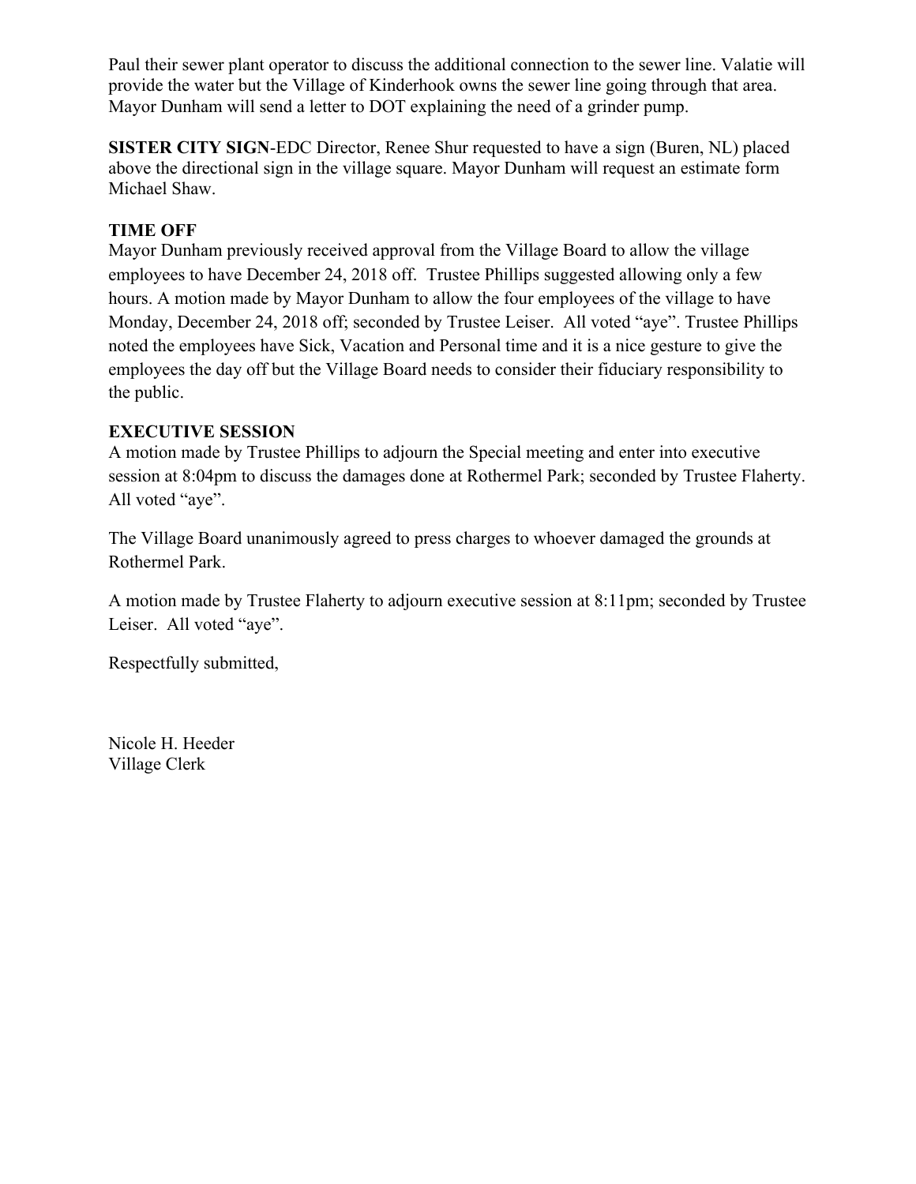Paul their sewer plant operator to discuss the additional connection to the sewer line. Valatie will provide the water but the Village of Kinderhook owns the sewer line going through that area. Mayor Dunham will send a letter to DOT explaining the need of a grinder pump.

**SISTER CITY SIGN**-EDC Director, Renee Shur requested to have a sign (Buren, NL) placed above the directional sign in the village square. Mayor Dunham will request an estimate form Michael Shaw.

**TIME OFF**

Mayor Dunham previously received approval from the Village Board to allow the village employees to have December 24, 2018 off. Trustee Phillips suggested allowing only a few hours. A motion made by Mayor Dunham to allow the four employees of the village to have Monday, December 24, 2018 off; seconded by Trustee Leiser. All voted "aye". Trustee Phillips noted the employees have Sick, Vacation and Personal time and it is a nice gesture to give the employees the day off but the Village Board needs to consider their fiduciary responsibility to the public.

**EXECUTIVE SESSION**

A motion made by Trustee Phillips to adjourn the Special meeting and enter into executive session at 8:04pm to discuss the damages done at Rothermel Park; seconded by Trustee Flaherty. All voted "aye".

The Village Board unanimously agreed to press charges to whoever damaged the grounds at Rothermel Park.

A motion made by Trustee Flaherty to adjourn executive session at 8:11pm; seconded by Trustee Leiser. All voted "aye".

Respectfully submitted,

Nicole H. Heeder
Village Clerk